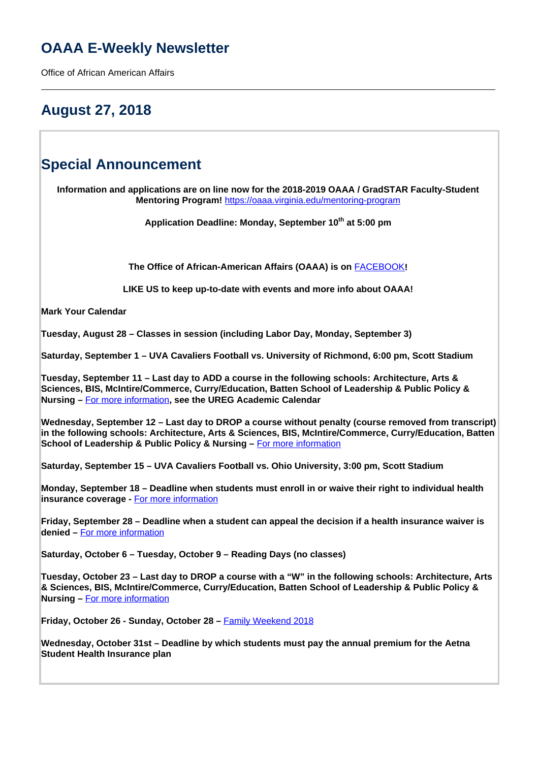# OAAA E-Weekly Newsletter

Office of African American Affairs

---

## August 27, 2018

## Special Announcement

**Information and applications are on line now for the 2018-2019 OAAA / GradSTAR Faculty-Student Mentoring Program!** https://oaaa.virginia.edu/mentoring-program

**Application Deadline: Monday, September 10th at 5:00 pm**

**The Office of African-American Affairs (OAAA) is on FACEBOOK!**

**LIKE US to keep up-to-date with events and more info about OAAA!**

**Mark Your Calendar**

**Tuesday, August 28 – Classes in session (including Labor Day, Monday, September 3)**

**Saturday, September 1 – UVA Cavaliers Football vs. University of Richmond, 6:00 pm, Scott Stadium**

**Tuesday, September 11 – Last day to ADD a course in the following schools: Architecture, Arts & Sciences, BIS, McIntire/Commerce, Curry/Education, Batten School of Leadership & Public Policy & Nursing –** For more information**, see the UREG Academic Calendar**

**Wednesday, September 12 – Last day to DROP a course without penalty (course removed from transcript) in the following schools: Architecture, Arts & Sciences, BIS, McIntire/Commerce, Curry/Education, Batten School of Leadership & Public Policy & Nursing –** For more information

**Saturday, September 15 – UVA Cavaliers Football vs. Ohio University, 3:00 pm, Scott Stadium**

**Monday, September 18 – Deadline when students must enroll in or waive their right to individual health insurance coverage -** For more information

**Friday, September 28 – Deadline when a student can appeal the decision if a health insurance waiver is denied –** For more information

**Saturday, October 6 – Tuesday, October 9 – Reading Days (no classes)**

**Tuesday, October 23 – Last day to DROP a course with a "W" in the following schools: Architecture, Arts & Sciences, BIS, McIntire/Commerce, Curry/Education, Batten School of Leadership & Public Policy & Nursing –** For more information

**Friday, October 26 - Sunday, October 28 –** Family Weekend 2018

**Wednesday, October 31st – Deadline by which students must pay the annual premium for the Aetna Student Health Insurance plan**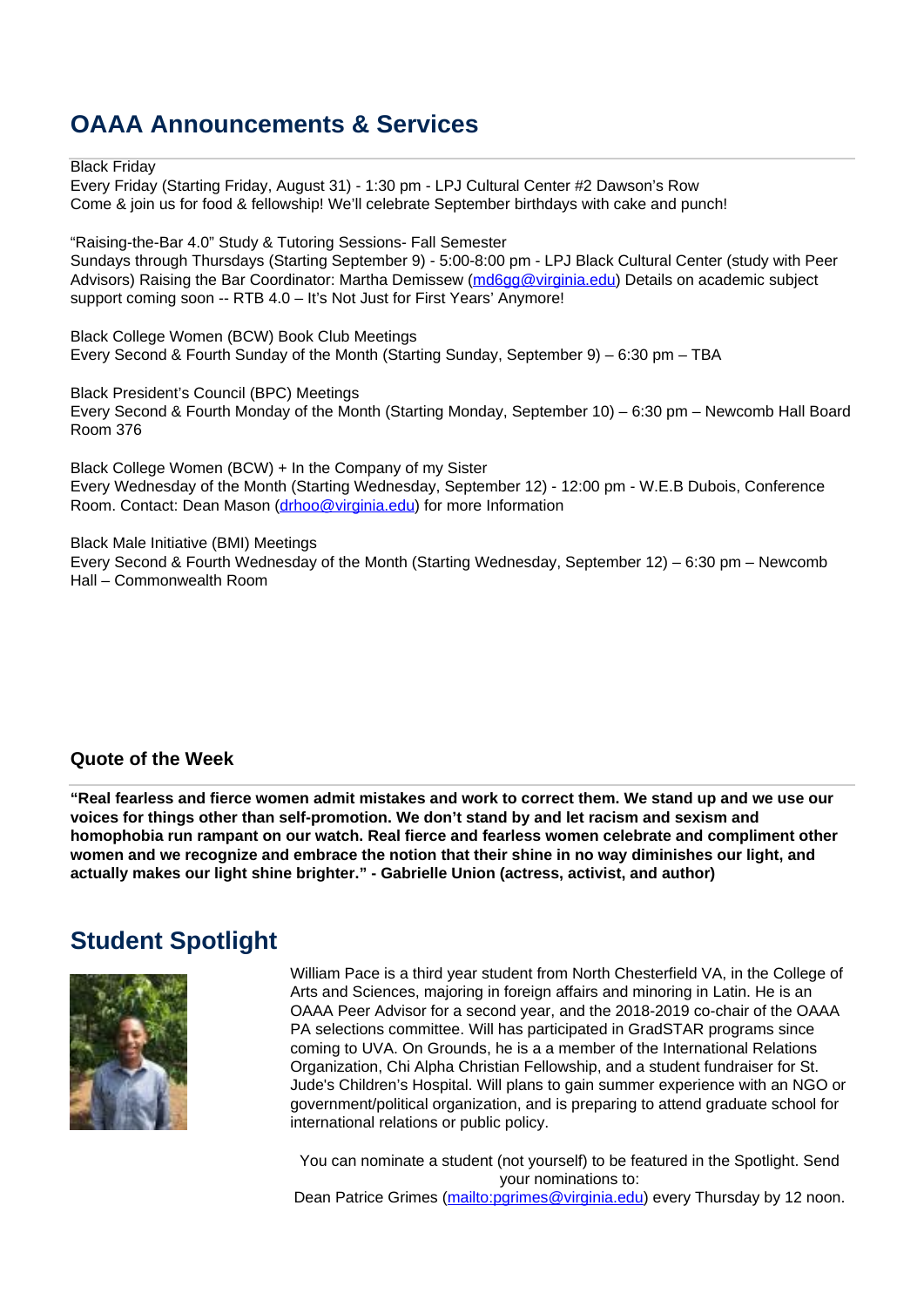## OAAA Announcements & Services

Black Friday
Every Friday (Starting Friday, August 31) - 1:30 pm - LPJ Cultural Center #2 Dawson's Row
Come & join us for food & fellowship! We'll celebrate September birthdays with cake and punch!

"Raising-the-Bar 4.0" Study & Tutoring Sessions- Fall Semester
Sundays through Thursdays (Starting September 9) - 5:00-8:00 pm - LPJ Black Cultural Center (study with Peer Advisors) Raising the Bar Coordinator: Martha Demissew (md6gg@virginia.edu) Details on academic subject support coming soon -- RTB 4.0 – It's Not Just for First Years' Anymore!

Black College Women (BCW) Book Club Meetings
Every Second & Fourth Sunday of the Month (Starting Sunday, September 9) – 6:30 pm – TBA

Black President's Council (BPC) Meetings
Every Second & Fourth Monday of the Month (Starting Monday, September 10) – 6:30 pm – Newcomb Hall Board Room 376

Black College Women (BCW) + In the Company of my Sister
Every Wednesday of the Month (Starting Wednesday, September 12) - 12:00 pm - W.E.B Dubois, Conference Room. Contact: Dean Mason (drhoo@virginia.edu) for more Information

Black Male Initiative (BMI) Meetings
Every Second & Fourth Wednesday of the Month (Starting Wednesday, September 12) – 6:30 pm – Newcomb Hall – Commonwealth Room

### Quote of the Week

**"Real fearless and fierce women admit mistakes and work to correct them. We stand up and we use our voices for things other than self-promotion. We don't stand by and let racism and sexism and homophobia run rampant on our watch. Real fierce and fearless women celebrate and compliment other women and we recognize and embrace the notion that their shine in no way diminishes our light, and actually makes our light shine brighter." - Gabrielle Union (actress, activist, and author)**

## Student Spotlight

William Pace is a third year student from North Chesterfield VA, in the College of Arts and Sciences, majoring in foreign affairs and minoring in Latin. He is an OAAA Peer Advisor for a second year, and the 2018-2019 co-chair of the OAAA PA selections committee. Will has participated in GradSTAR programs since coming to UVA. On Grounds, he is a a member of the International Relations Organization, Chi Alpha Christian Fellowship, and a student fundraiser for St. Jude's Children's Hospital. Will plans to gain summer experience with an NGO or government/political organization, and is preparing to attend graduate school for international relations or public policy.

You can nominate a student (not yourself) to be featured in the Spotlight. Send your nominations to:
Dean Patrice Grimes (mailto:pgrimes@virginia.edu) every Thursday by 12 noon.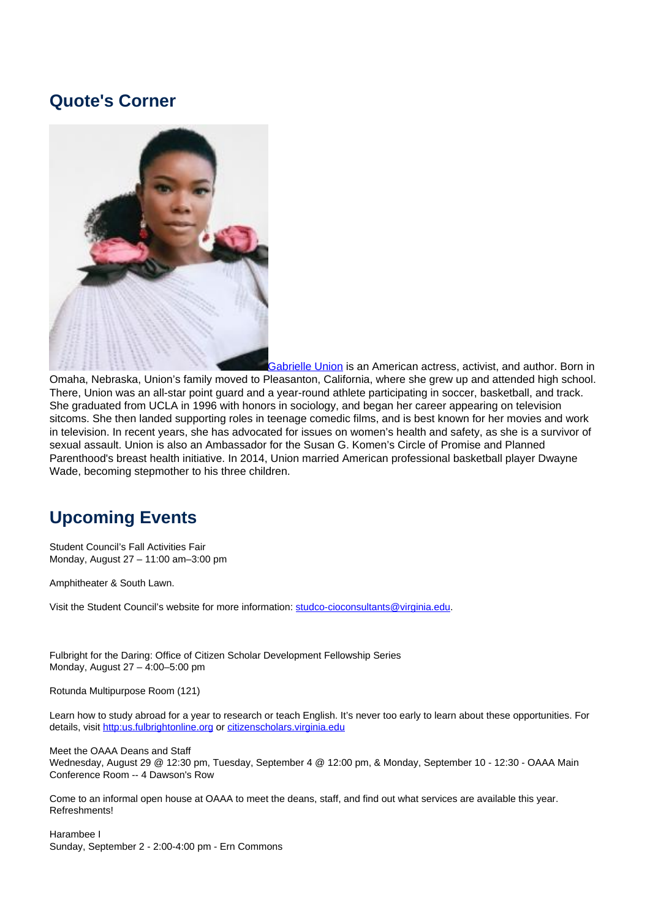## Quote's Corner

Gabrielle Union is an American actress, activist, and author. Born in Omaha, Nebraska, Union's family moved to Pleasanton, California, where she grew up and attended high school. There, Union was an all-star point guard and a year-round athlete participating in soccer, basketball, and track. She graduated from UCLA in 1996 with honors in sociology, and began her career appearing on television sitcoms. She then landed supporting roles in teenage comedic films, and is best known for her movies and work in television. In recent years, she has advocated for issues on women's health and safety, as she is a survivor of sexual assault. Union is also an Ambassador for the Susan G. Komen's Circle of Promise and Planned Parenthood's breast health initiative. In 2014, Union married American professional basketball player Dwayne Wade, becoming stepmother to his three children.

## Upcoming Events

Student Council's Fall Activities Fair
Monday, August 27 – 11:00 am–3:00 pm

Amphitheater & South Lawn.

Visit the Student Council's website for more information: studco-cioconsultants@virginia.edu.

Fulbright for the Daring: Office of Citizen Scholar Development Fellowship Series
Monday, August 27 – 4:00–5:00 pm

Rotunda Multipurpose Room (121)

Learn how to study abroad for a year to research or teach English. It's never too early to learn about these opportunities. For details, visit http:us.fulbrightonline.org or citizenscholars.virginia.edu

Meet the OAAA Deans and Staff
Wednesday, August 29 @ 12:30 pm, Tuesday, September 4 @ 12:00 pm, & Monday, September 10 - 12:30 - OAAA Main Conference Room -- 4 Dawson's Row

Come to an informal open house at OAAA to meet the deans, staff, and find out what services are available this year. Refreshments!

Harambee I
Sunday, September 2 - 2:00-4:00 pm - Ern Commons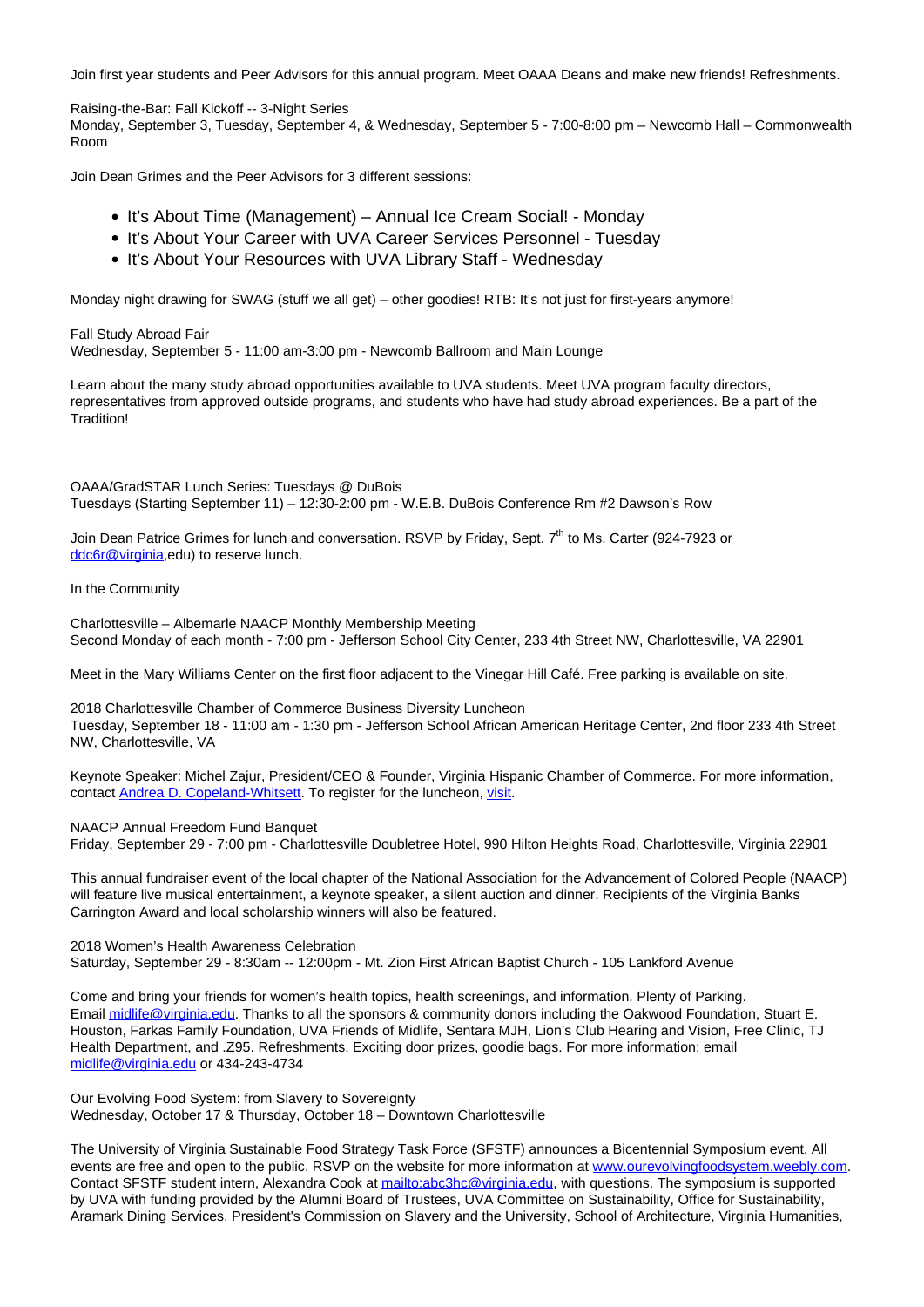Join first year students and Peer Advisors for this annual program. Meet OAAA Deans and make new friends! Refreshments.

Raising-the-Bar: Fall Kickoff -- 3-Night Series
Monday, September 3, Tuesday, September 4, & Wednesday, September 5 - 7:00-8:00 pm – Newcomb Hall – Commonwealth Room

Join Dean Grimes and the Peer Advisors for 3 different sessions:

- It's About Time (Management) – Annual Ice Cream Social! - Monday
- It's About Your Career with UVA Career Services Personnel - Tuesday
- It's About Your Resources with UVA Library Staff - Wednesday

Monday night drawing for SWAG (stuff we all get) – other goodies! RTB: It's not just for first-years anymore!

Fall Study Abroad Fair
Wednesday, September 5 - 11:00 am-3:00 pm - Newcomb Ballroom and Main Lounge

Learn about the many study abroad opportunities available to UVA students. Meet UVA program faculty directors, representatives from approved outside programs, and students who have had study abroad experiences. Be a part of the Tradition!

OAAA/GradSTAR Lunch Series: Tuesdays @ DuBois
Tuesdays (Starting September 11) – 12:30-2:00 pm - W.E.B. DuBois Conference Rm #2 Dawson's Row

Join Dean Patrice Grimes for lunch and conversation. RSVP by Friday, Sept. 7th to Ms. Carter (924-7923 or ddc6r@virginia,edu) to reserve lunch.

In the Community

Charlottesville – Albemarle NAACP Monthly Membership Meeting
Second Monday of each month - 7:00 pm - Jefferson School City Center, 233 4th Street NW, Charlottesville, VA 22901

Meet in the Mary Williams Center on the first floor adjacent to the Vinegar Hill Café. Free parking is available on site.

2018 Charlottesville Chamber of Commerce Business Diversity Luncheon
Tuesday, September 18 - 11:00 am - 1:30 pm - Jefferson School African American Heritage Center, 2nd floor 233 4th Street NW, Charlottesville, VA

Keynote Speaker: Michel Zajur, President/CEO & Founder, Virginia Hispanic Chamber of Commerce. For more information, contact Andrea D. Copeland-Whitsett. To register for the luncheon, visit.

NAACP Annual Freedom Fund Banquet
Friday, September 29 - 7:00 pm - Charlottesville Doubletree Hotel, 990 Hilton Heights Road, Charlottesville, Virginia 22901

This annual fundraiser event of the local chapter of the National Association for the Advancement of Colored People (NAACP) will feature live musical entertainment, a keynote speaker, a silent auction and dinner. Recipients of the Virginia Banks Carrington Award and local scholarship winners will also be featured.

2018 Women's Health Awareness Celebration
Saturday, September 29 - 8:30am -- 12:00pm - Mt. Zion First African Baptist Church - 105 Lankford Avenue

Come and bring your friends for women's health topics, health screenings, and information. Plenty of Parking.
Email midlife@virginia.edu. Thanks to all the sponsors & community donors including the Oakwood Foundation, Stuart E. Houston, Farkas Family Foundation, UVA Friends of Midlife, Sentara MJH, Lion's Club Hearing and Vision, Free Clinic, TJ Health Department, and .Z95. Refreshments. Exciting door prizes, goodie bags. For more information: email midlife@virginia.edu or 434-243-4734

Our Evolving Food System: from Slavery to Sovereignty
Wednesday, October 17 & Thursday, October 18 – Downtown Charlottesville

The University of Virginia Sustainable Food Strategy Task Force (SFSTF) announces a Bicentennial Symposium event. All events are free and open to the public. RSVP on the website for more information at www.ourevolvingfoodsystem.weebly.com. Contact SFSTF student intern, Alexandra Cook at mailto:abc3hc@virginia.edu, with questions. The symposium is supported by UVA with funding provided by the Alumni Board of Trustees, UVA Committee on Sustainability, Office for Sustainability, Aramark Dining Services, President's Commission on Slavery and the University, School of Architecture, Virginia Humanities,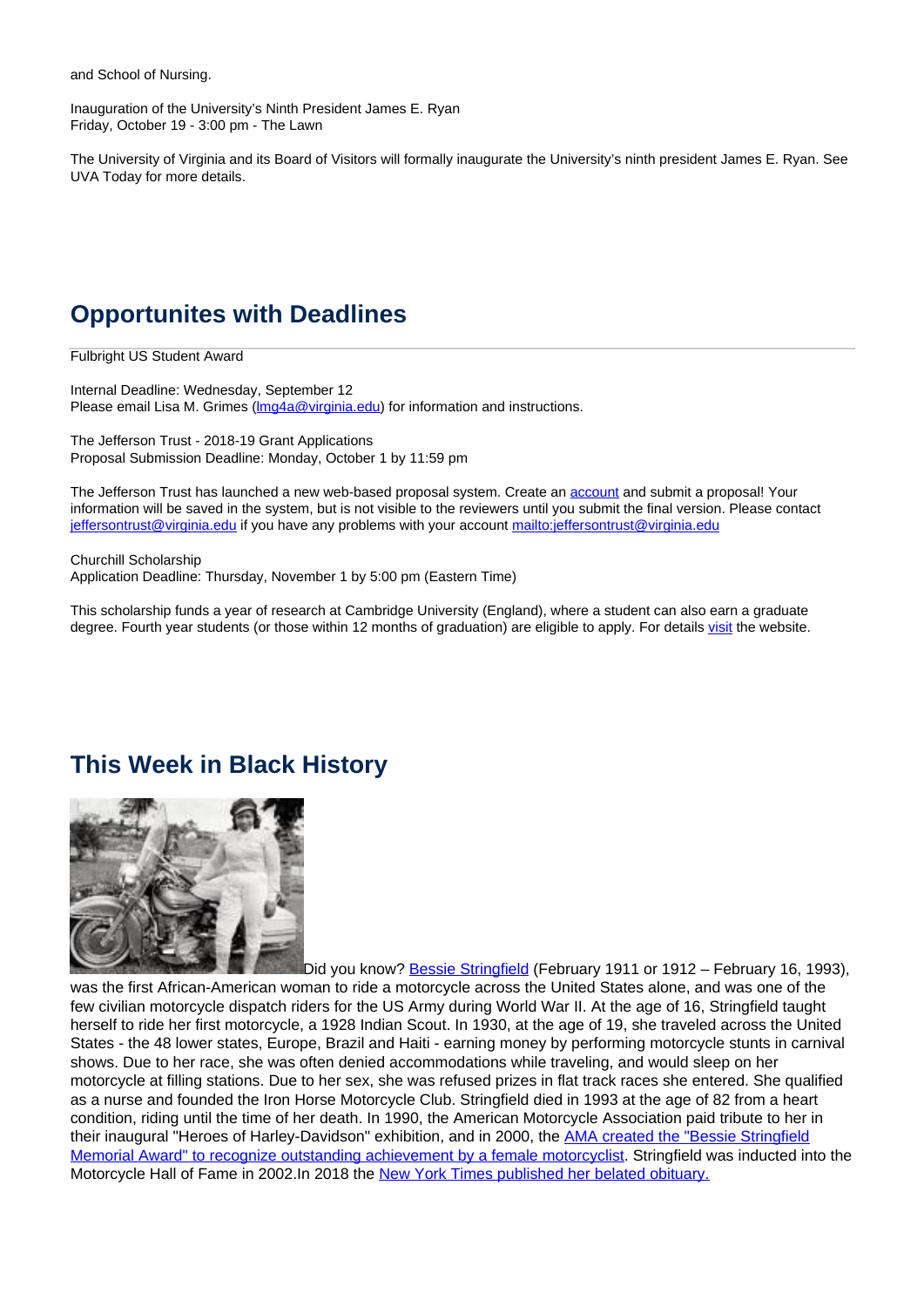and School of Nursing.

Inauguration of the University's Ninth President James E. Ryan
Friday, October 19 - 3:00 pm - The Lawn

The University of Virginia and its Board of Visitors will formally inaugurate the University's ninth president James E. Ryan. See UVA Today for more details.

## Opportunites with Deadlines

Fulbright US Student Award

Internal Deadline: Wednesday, September 12
Please email Lisa M. Grimes (lmg4a@virginia.edu) for information and instructions.

The Jefferson Trust - 2018-19 Grant Applications
Proposal Submission Deadline: Monday, October 1 by 11:59 pm

The Jefferson Trust has launched a new web-based proposal system. Create an account and submit a proposal! Your information will be saved in the system, but is not visible to the reviewers until you submit the final version. Please contact jeffersontrust@virginia.edu if you have any problems with your account mailto:jeffersontrust@virginia.edu

Churchill Scholarship
Application Deadline: Thursday, November 1 by 5:00 pm (Eastern Time)

This scholarship funds a year of research at Cambridge University (England), where a student can also earn a graduate degree. Fourth year students (or those within 12 months of graduation) are eligible to apply. For details visit the website.

## This Week in Black History

Did you know? Bessie Stringfield (February 1911 or 1912 – February 16, 1993), was the first African-American woman to ride a motorcycle across the United States alone, and was one of the few civilian motorcycle dispatch riders for the US Army during World War II. At the age of 16, Stringfield taught herself to ride her first motorcycle, a 1928 Indian Scout. In 1930, at the age of 19, she traveled across the United States - the 48 lower states, Europe, Brazil and Haiti - earning money by performing motorcycle stunts in carnival shows. Due to her race, she was often denied accommodations while traveling, and would sleep on her motorcycle at filling stations. Due to her sex, she was refused prizes in flat track races she entered. She qualified as a nurse and founded the Iron Horse Motorcycle Club. Stringfield died in 1993 at the age of 82 from a heart condition, riding until the time of her death. In 1990, the American Motorcycle Association paid tribute to her in their inaugural "Heroes of Harley-Davidson" exhibition, and in 2000, the AMA created the "Bessie Stringfield Memorial Award" to recognize outstanding achievement by a female motorcyclist. Stringfield was inducted into the Motorcycle Hall of Fame in 2002.In 2018 the New York Times published her belated obituary.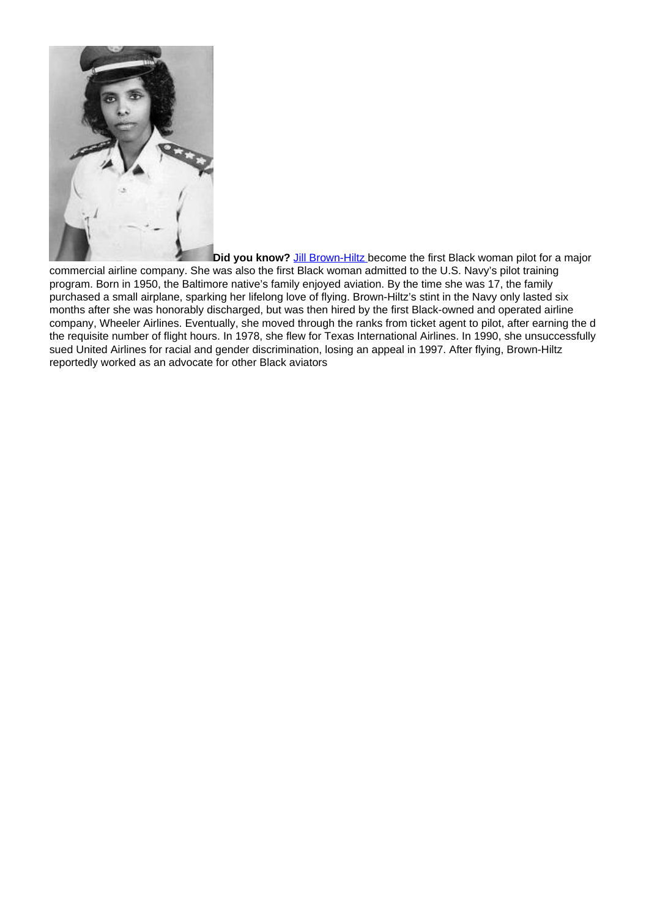**Did you know?** Jill Brown-Hiltz become the first Black woman pilot for a major commercial airline company. She was also the first Black woman admitted to the U.S. Navy's pilot training program. Born in 1950, the Baltimore native's family enjoyed aviation. By the time she was 17, the family purchased a small airplane, sparking her lifelong love of flying. Brown-Hiltz's stint in the Navy only lasted six months after she was honorably discharged, but was then hired by the first Black-owned and operated airline company, Wheeler Airlines. Eventually, she moved through the ranks from ticket agent to pilot, after earning the d the requisite number of flight hours. In 1978, she flew for Texas International Airlines. In 1990, she unsuccessfully sued United Airlines for racial and gender discrimination, losing an appeal in 1997. After flying, Brown-Hiltz reportedly worked as an advocate for other Black aviators